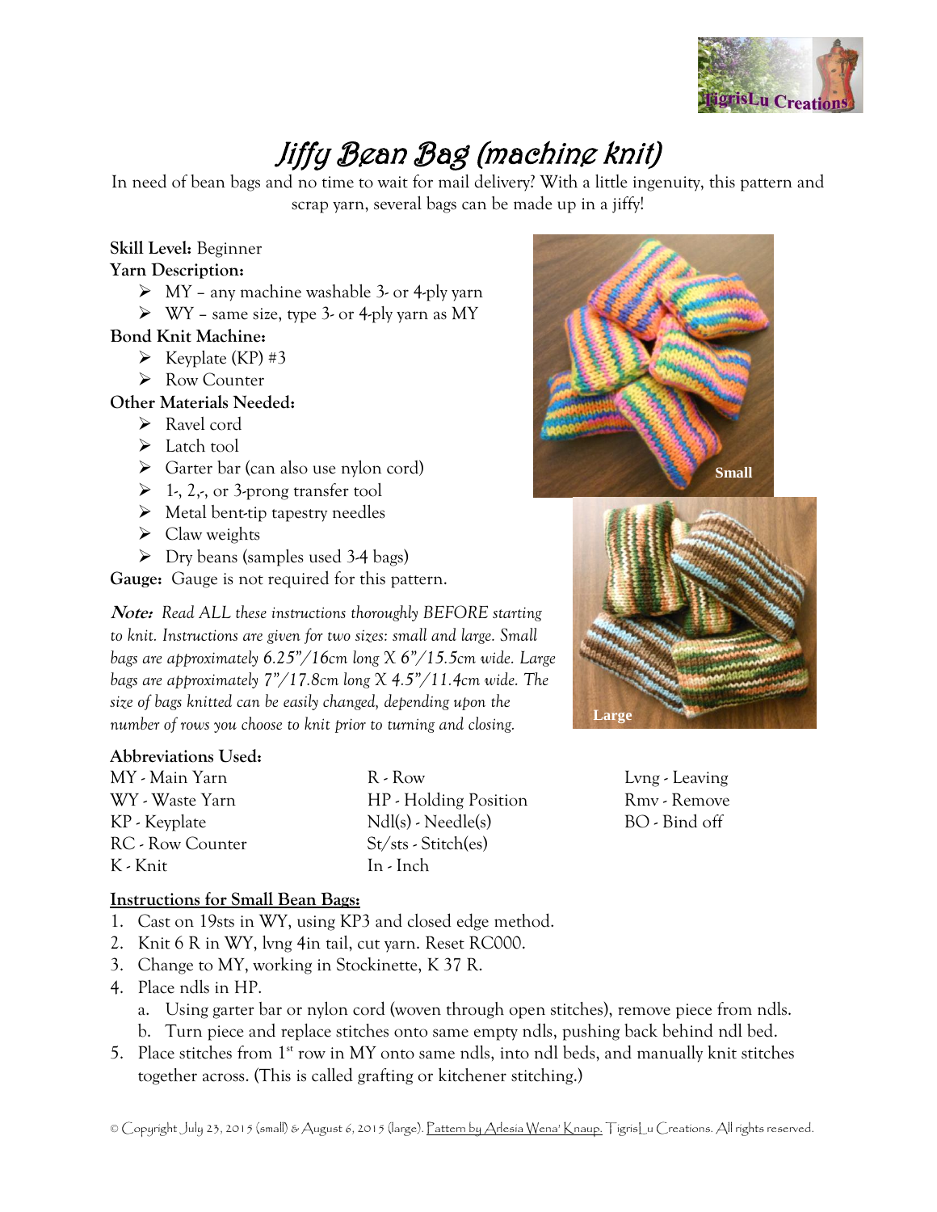# Jiffy Bean Bag (machine knit)

In need of bean bags and no time to wait for mail delivery? With a little ingenuity, this pattern and scrap yarn, several bags can be made up in a jiffy!

**Skill Level:** Beginner

**Yarn Description:**

- MY – any machine washable 3- or 4-ply yarn
- WY – same size, type 3- or 4-ply yarn as MY

**Bond Knit Machine:**

- Keyplate (KP) #3
- Row Counter

**Other Materials Needed:**

- Ravel cord
- Latch tool
- Garter bar (can also use nylon cord)
- 1-, 2,-, or 3-prong transfer tool
- Metal bent-tip tapestry needles
- Claw weights
- Dry beans (samples used 3-4 bags)

**Gauge:** Gauge is not required for this pattern.

***Note:*** *Read ALL these instructions thoroughly BEFORE starting to knit. Instructions are given for two sizes: small and large. Small bags are approximately 6.25"/16cm long X 6"/15.5cm wide. Large bags are approximately 7"/17.8cm long X 4.5"/11.4cm wide. The size of bags knitted can be easily changed, depending upon the number of rows you choose to knit prior to turning and closing.*

Small

Large

**Abbreviations Used:**

MY - Main Yarn
WY - Waste Yarn
KP - Keyplate
RC - Row Counter
K - Knit
R - Row
HP - Holding Position
Ndl(s) - Needle(s)
St/sts - Stitch(es)
In - Inch
Lvng - Leaving
Rmv - Remove
BO - Bind off

**Instructions for Small Bean Bags:**

1. Cast on 19sts in WY, using KP3 and closed edge method.
2. Knit 6 R in WY, lvng 4in tail, cut yarn. Reset RC000.
3. Change to MY, working in Stockinette, K 37 R.
4. Place ndls in HP.
   a. Using garter bar or nylon cord (woven through open stitches), remove piece from ndls.
   b. Turn piece and replace stitches onto same empty ndls, pushing back behind ndl bed.
5. Place stitches from 1st row in MY onto same ndls, into ndl beds, and manually knit stitches together across. (This is called grafting or kitchener stitching.)

© Copyright July 23, 2015 (small) & August 6, 2015 (large). Pattern by Arlesia Wena' Knaup. TigrisLu Creations. All rights reserved.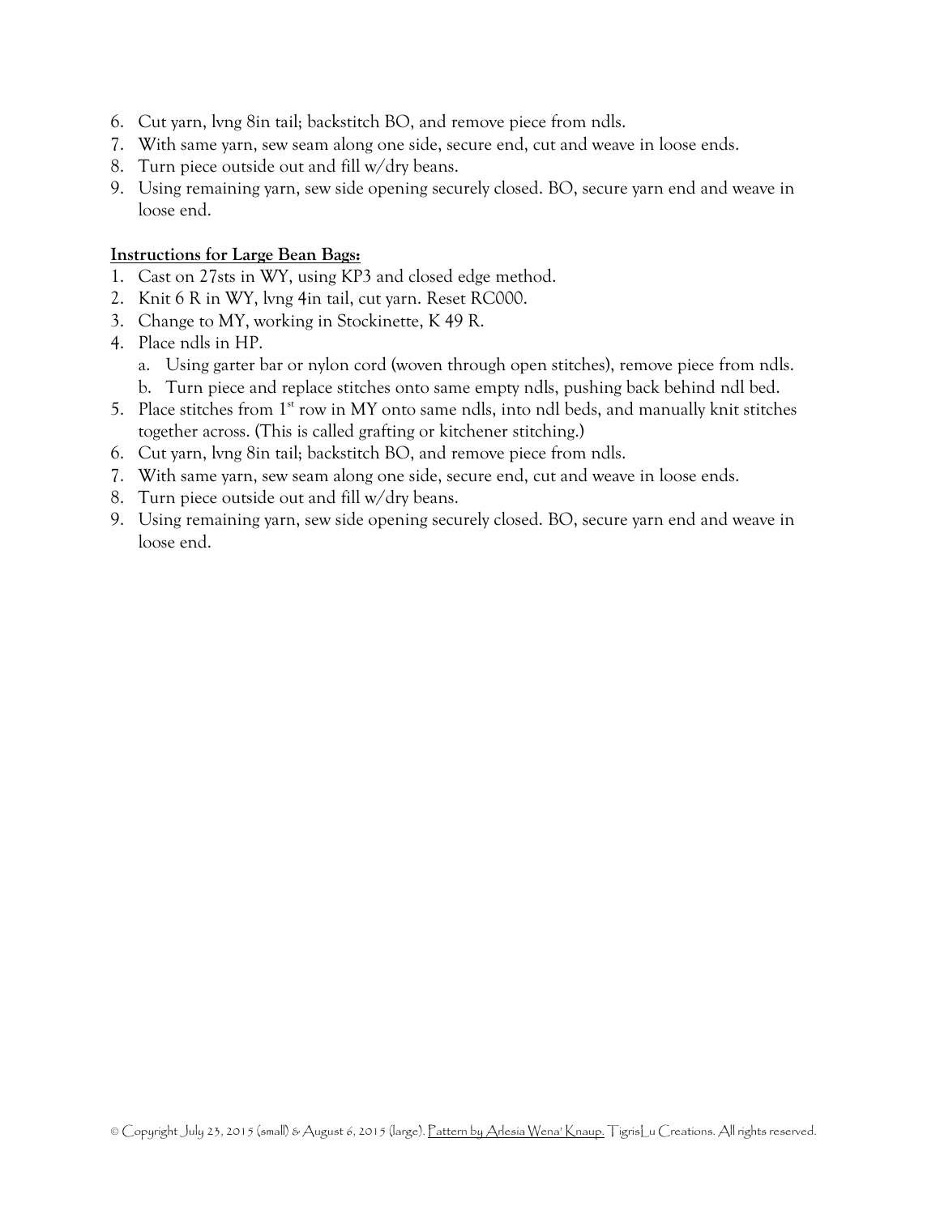6. Cut yarn, lvng 8in tail; backstitch BO, and remove piece from ndls.
7. With same yarn, sew seam along one side, secure end, cut and weave in loose ends.
8. Turn piece outside out and fill w/dry beans.
9. Using remaining yarn, sew side opening securely closed. BO, secure yarn end and weave in loose end.

**Instructions for Large Bean Bags:**

1. Cast on 27sts in WY, using KP3 and closed edge method.
2. Knit 6 R in WY, lvng 4in tail, cut yarn. Reset RC000.
3. Change to MY, working in Stockinette, K 49 R.
4. Place ndls in HP.
   a. Using garter bar or nylon cord (woven through open stitches), remove piece from ndls.
   b. Turn piece and replace stitches onto same empty ndls, pushing back behind ndl bed.
5. Place stitches from 1st row in MY onto same ndls, into ndl beds, and manually knit stitches together across. (This is called grafting or kitchener stitching.)
6. Cut yarn, lvng 8in tail; backstitch BO, and remove piece from ndls.
7. With same yarn, sew seam along one side, secure end, cut and weave in loose ends.
8. Turn piece outside out and fill w/dry beans.
9. Using remaining yarn, sew side opening securely closed. BO, secure yarn end and weave in loose end.